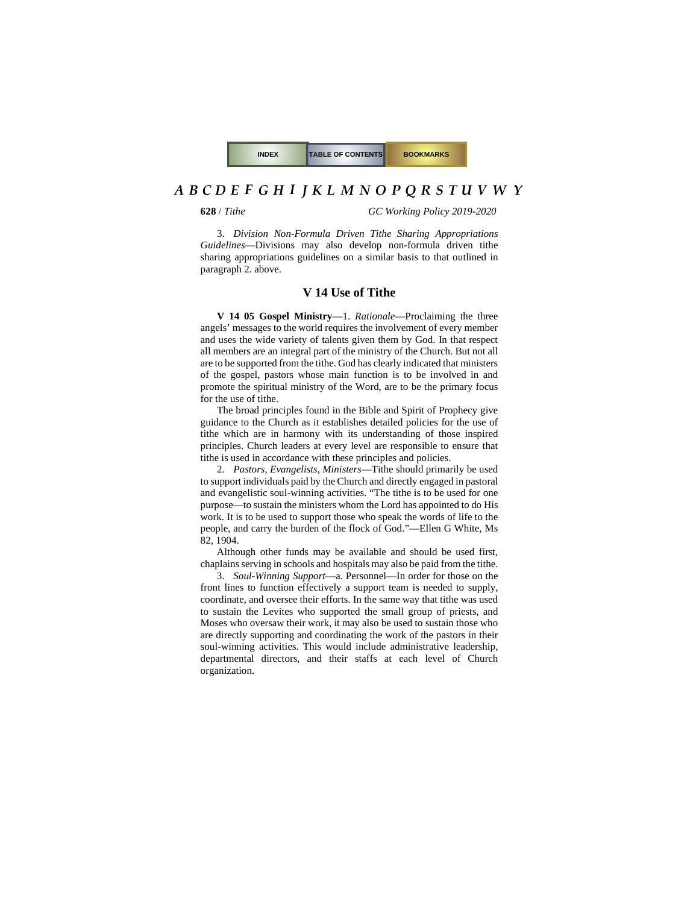3. *Division Non-Formula Driven Tithe Sharing Appropriations Guidelines*—Divisions may also develop non-formula driven tithe sharing appropriations guidelines on a similar basis to that outlined in paragraph 2. above.

## V 14 Use of Tithe

**V 14 05 Gospel Ministry**—1. *Rationale*—Proclaiming the three angels' messages to the world requires the involvement of every member and uses the wide variety of talents given them by God. In that respect all members are an integral part of the ministry of the Church. But not all are to be supported from the tithe. God has clearly indicated that ministers of the gospel, pastors whose main function is to be involved in and promote the spiritual ministry of the Word, are to be the primary focus for the use of tithe.

The broad principles found in the Bible and Spirit of Prophecy give guidance to the Church as it establishes detailed policies for the use of tithe which are in harmony with its understanding of those inspired principles. Church leaders at every level are responsible to ensure that tithe is used in accordance with these principles and policies.

2. *Pastors, Evangelists, Ministers*—Tithe should primarily be used to support individuals paid by the Church and directly engaged in pastoral and evangelistic soul-winning activities. "The tithe is to be used for one purpose—to sustain the ministers whom the Lord has appointed to do His work. It is to be used to support those who speak the words of life to the people, and carry the burden of the flock of God."—Ellen G White, Ms 82, 1904.

Although other funds may be available and should be used first, chaplains serving in schools and hospitals may also be paid from the tithe.

3. *Soul-Winning Support*—a. Personnel—In order for those on the front lines to function effectively a support team is needed to supply, coordinate, and oversee their efforts. In the same way that tithe was used to sustain the Levites who supported the small group of priests, and Moses who oversaw their work, it may also be used to sustain those who are directly supporting and coordinating the work of the pastors in their soul-winning activities. This would include administrative leadership, departmental directors, and their staffs at each level of Church organization.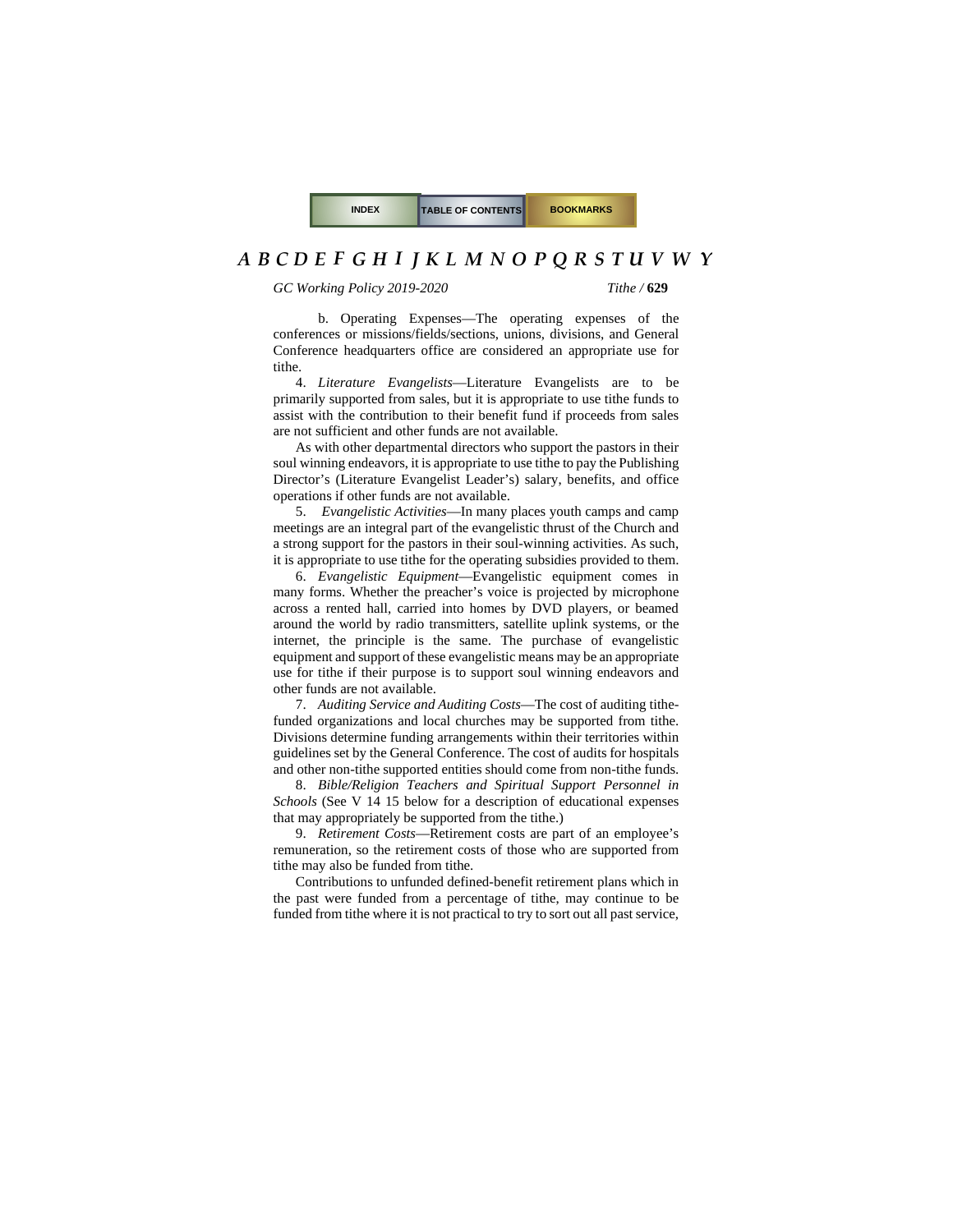b. Operating Expenses—The operating expenses of the conferences or missions/fields/sections, unions, divisions, and General Conference headquarters office are considered an appropriate use for tithe.

4. *Literature Evangelists*—Literature Evangelists are to be primarily supported from sales, but it is appropriate to use tithe funds to assist with the contribution to their benefit fund if proceeds from sales are not sufficient and other funds are not available.

As with other departmental directors who support the pastors in their soul winning endeavors, it is appropriate to use tithe to pay the Publishing Director's (Literature Evangelist Leader's) salary, benefits, and office operations if other funds are not available.

5. *Evangelistic Activities*—In many places youth camps and camp meetings are an integral part of the evangelistic thrust of the Church and a strong support for the pastors in their soul-winning activities. As such, it is appropriate to use tithe for the operating subsidies provided to them.

6. *Evangelistic Equipment*—Evangelistic equipment comes in many forms. Whether the preacher's voice is projected by microphone across a rented hall, carried into homes by DVD players, or beamed around the world by radio transmitters, satellite uplink systems, or the internet, the principle is the same. The purchase of evangelistic equipment and support of these evangelistic means may be an appropriate use for tithe if their purpose is to support soul winning endeavors and other funds are not available.

7. *Auditing Service and Auditing Costs*—The cost of auditing tithe-funded organizations and local churches may be supported from tithe. Divisions determine funding arrangements within their territories within guidelines set by the General Conference. The cost of audits for hospitals and other non-tithe supported entities should come from non-tithe funds.

8. *Bible/Religion Teachers and Spiritual Support Personnel in Schools* (See V 14 15 below for a description of educational expenses that may appropriately be supported from the tithe.)

9. *Retirement Costs*—Retirement costs are part of an employee's remuneration, so the retirement costs of those who are supported from tithe may also be funded from tithe.

Contributions to unfunded defined-benefit retirement plans which in the past were funded from a percentage of tithe, may continue to be funded from tithe where it is not practical to try to sort out all past service,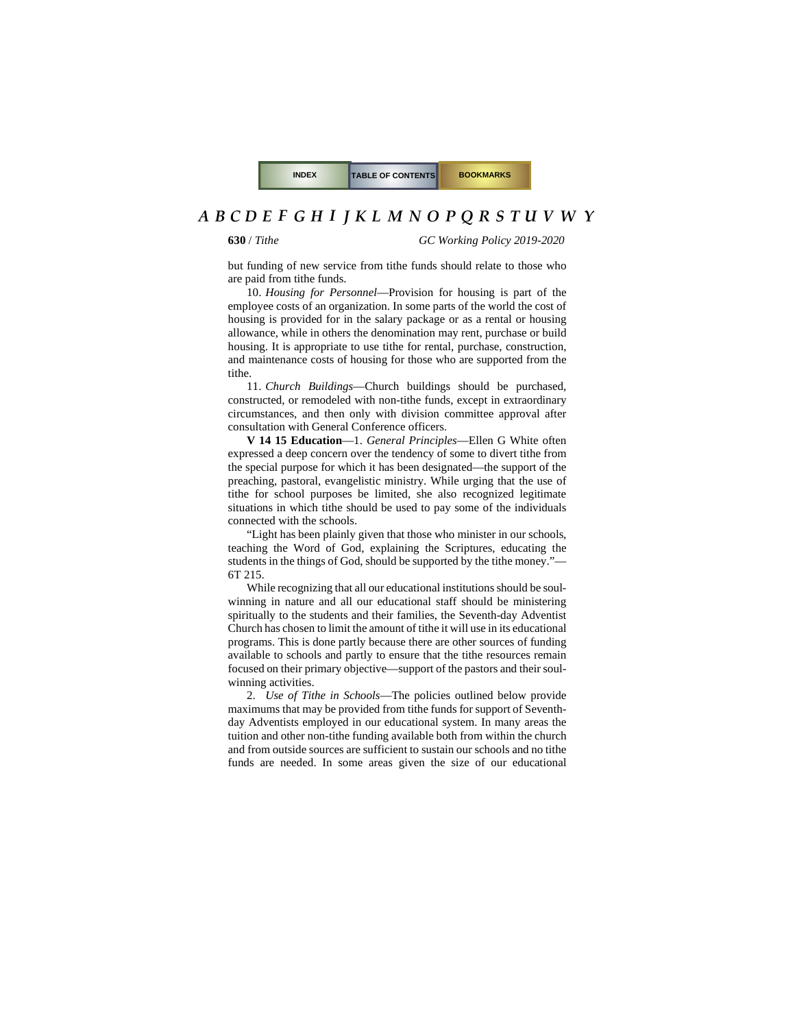but funding of new service from tithe funds should relate to those who are paid from tithe funds.

10. *Housing for Personnel*—Provision for housing is part of the employee costs of an organization. In some parts of the world the cost of housing is provided for in the salary package or as a rental or housing allowance, while in others the denomination may rent, purchase or build housing. It is appropriate to use tithe for rental, purchase, construction, and maintenance costs of housing for those who are supported from the tithe.

11. *Church Buildings*—Church buildings should be purchased, constructed, or remodeled with non-tithe funds, except in extraordinary circumstances, and then only with division committee approval after consultation with General Conference officers.

**V 14 15 Education**—1. *General Principles*—Ellen G White often expressed a deep concern over the tendency of some to divert tithe from the special purpose for which it has been designated—the support of the preaching, pastoral, evangelistic ministry. While urging that the use of tithe for school purposes be limited, she also recognized legitimate situations in which tithe should be used to pay some of the individuals connected with the schools.

"Light has been plainly given that those who minister in our schools, teaching the Word of God, explaining the Scriptures, educating the students in the things of God, should be supported by the tithe money."—6T 215.

While recognizing that all our educational institutions should be soul-winning in nature and all our educational staff should be ministering spiritually to the students and their families, the Seventh-day Adventist Church has chosen to limit the amount of tithe it will use in its educational programs. This is done partly because there are other sources of funding available to schools and partly to ensure that the tithe resources remain focused on their primary objective—support of the pastors and their soul-winning activities.

2. *Use of Tithe in Schools*—The policies outlined below provide maximums that may be provided from tithe funds for support of Seventh-day Adventists employed in our educational system. In many areas the tuition and other non-tithe funding available both from within the church and from outside sources are sufficient to sustain our schools and no tithe funds are needed. In some areas given the size of our educational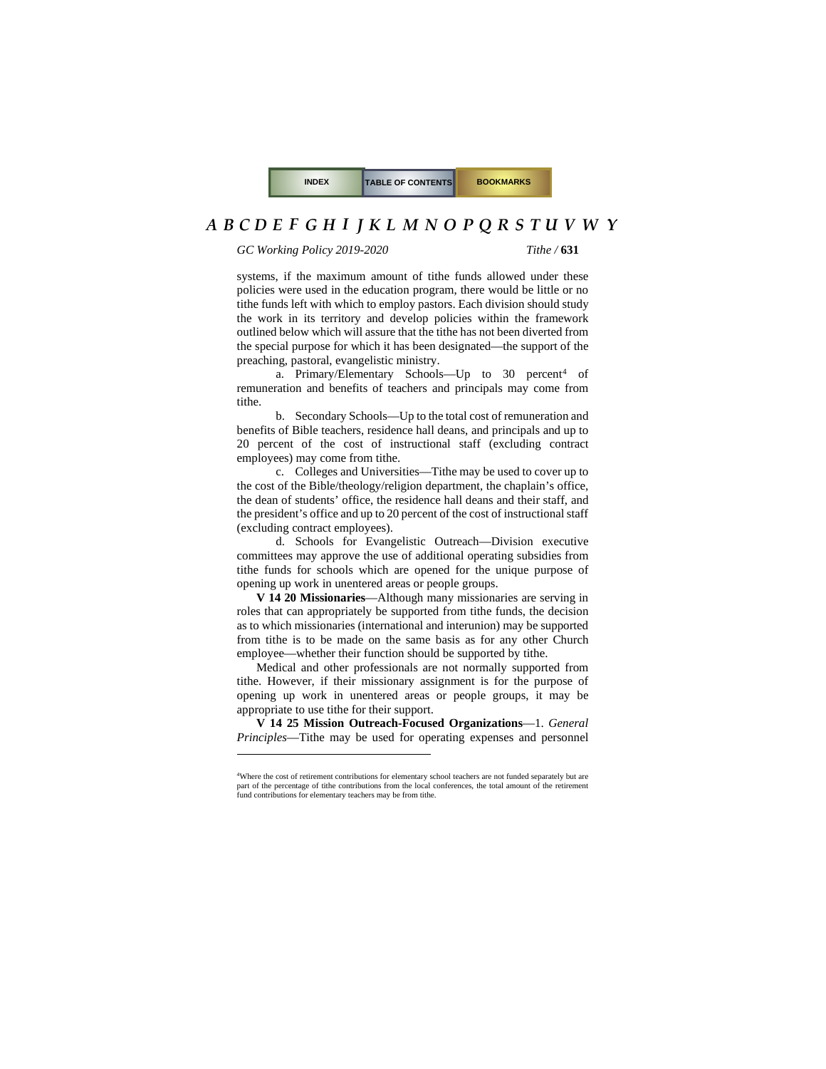systems, if the maximum amount of tithe funds allowed under these policies were used in the education program, there would be little or no tithe funds left with which to employ pastors. Each division should study the work in its territory and develop policies within the framework outlined below which will assure that the tithe has not been diverted from the special purpose for which it has been designated—the support of the preaching, pastoral, evangelistic ministry.

a. Primary/Elementary Schools—Up to 30 percent[4] of remuneration and benefits of teachers and principals may come from tithe.

b. Secondary Schools—Up to the total cost of remuneration and benefits of Bible teachers, residence hall deans, and principals and up to 20 percent of the cost of instructional staff (excluding contract employees) may come from tithe.

c. Colleges and Universities—Tithe may be used to cover up to the cost of the Bible/theology/religion department, the chaplain's office, the dean of students' office, the residence hall deans and their staff, and the president's office and up to 20 percent of the cost of instructional staff (excluding contract employees).

d. Schools for Evangelistic Outreach—Division executive committees may approve the use of additional operating subsidies from tithe funds for schools which are opened for the unique purpose of opening up work in unentered areas or people groups.

**V 14 20 Missionaries**—Although many missionaries are serving in roles that can appropriately be supported from tithe funds, the decision as to which missionaries (international and interunion) may be supported from tithe is to be made on the same basis as for any other Church employee—whether their function should be supported by tithe.

Medical and other professionals are not normally supported from tithe. However, if their missionary assignment is for the purpose of opening up work in unentered areas or people groups, it may be appropriate to use tithe for their support.

**V 14 25 Mission Outreach-Focused Organizations**—1. *General Principles*—Tithe may be used for operating expenses and personnel

---

[4] Where the cost of retirement contributions for elementary school teachers are not funded separately but are part of the percentage of tithe contributions from the local conferences, the total amount of the retirement fund contributions for elementary teachers may be from tithe.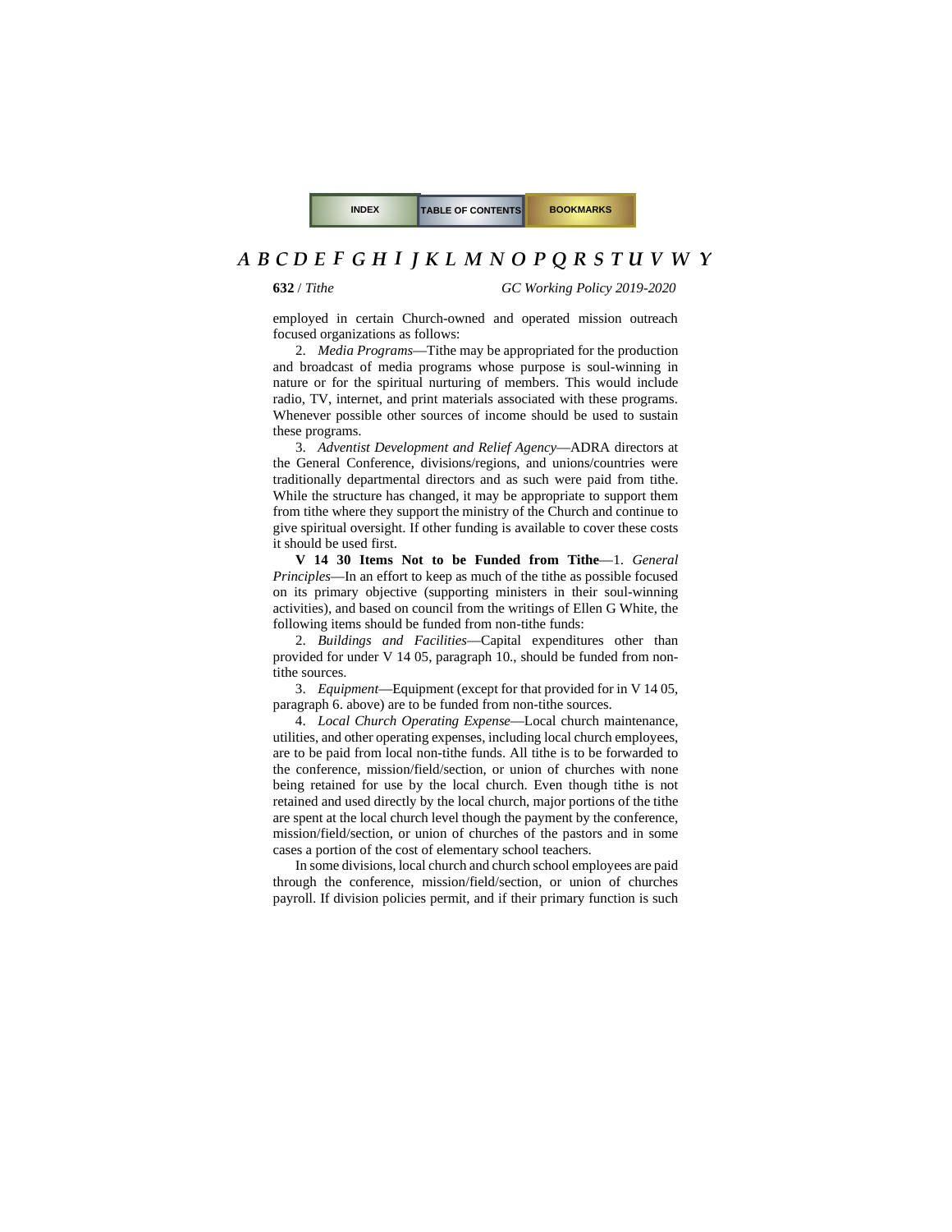employed in certain Church-owned and operated mission outreach focused organizations as follows:

2. *Media Programs*—Tithe may be appropriated for the production and broadcast of media programs whose purpose is soul-winning in nature or for the spiritual nurturing of members. This would include radio, TV, internet, and print materials associated with these programs. Whenever possible other sources of income should be used to sustain these programs.

3. *Adventist Development and Relief Agency*—ADRA directors at the General Conference, divisions/regions, and unions/countries were traditionally departmental directors and as such were paid from tithe. While the structure has changed, it may be appropriate to support them from tithe where they support the ministry of the Church and continue to give spiritual oversight. If other funding is available to cover these costs it should be used first.

**V 14 30 Items Not to be Funded from Tithe**—1. *General Principles*—In an effort to keep as much of the tithe as possible focused on its primary objective (supporting ministers in their soul-winning activities), and based on council from the writings of Ellen G White, the following items should be funded from non-tithe funds:

2. *Buildings and Facilities*—Capital expenditures other than provided for under V 14 05, paragraph 10., should be funded from non-tithe sources.

3. *Equipment*—Equipment (except for that provided for in V 14 05, paragraph 6. above) are to be funded from non-tithe sources.

4. *Local Church Operating Expense*—Local church maintenance, utilities, and other operating expenses, including local church employees, are to be paid from local non-tithe funds. All tithe is to be forwarded to the conference, mission/field/section, or union of churches with none being retained for use by the local church. Even though tithe is not retained and used directly by the local church, major portions of the tithe are spent at the local church level though the payment by the conference, mission/field/section, or union of churches of the pastors and in some cases a portion of the cost of elementary school teachers.

In some divisions, local church and church school employees are paid through the conference, mission/field/section, or union of churches payroll. If division policies permit, and if their primary function is such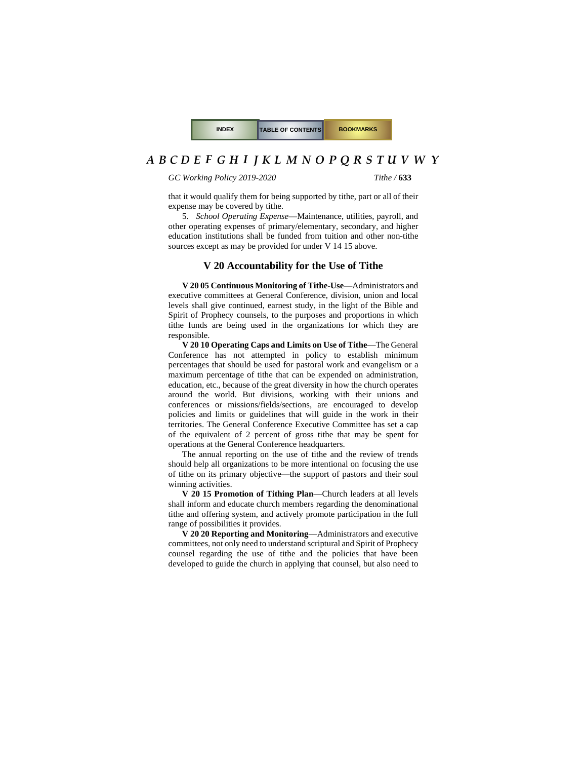that it would qualify them for being supported by tithe, part or all of their expense may be covered by tithe.

5. *School Operating Expense*—Maintenance, utilities, payroll, and other operating expenses of primary/elementary, secondary, and higher education institutions shall be funded from tuition and other non-tithe sources except as may be provided for under V 14 15 above.

## V 20 Accountability for the Use of Tithe

**V 20 05 Continuous Monitoring of Tithe-Use**—Administrators and executive committees at General Conference, division, union and local levels shall give continued, earnest study, in the light of the Bible and Spirit of Prophecy counsels, to the purposes and proportions in which tithe funds are being used in the organizations for which they are responsible.

**V 20 10 Operating Caps and Limits on Use of Tithe**—The General Conference has not attempted in policy to establish minimum percentages that should be used for pastoral work and evangelism or a maximum percentage of tithe that can be expended on administration, education, etc., because of the great diversity in how the church operates around the world. But divisions, working with their unions and conferences or missions/fields/sections, are encouraged to develop policies and limits or guidelines that will guide in the work in their territories. The General Conference Executive Committee has set a cap of the equivalent of 2 percent of gross tithe that may be spent for operations at the General Conference headquarters.

The annual reporting on the use of tithe and the review of trends should help all organizations to be more intentional on focusing the use of tithe on its primary objective—the support of pastors and their soul winning activities.

**V 20 15 Promotion of Tithing Plan**—Church leaders at all levels shall inform and educate church members regarding the denominational tithe and offering system, and actively promote participation in the full range of possibilities it provides.

**V 20 20 Reporting and Monitoring**—Administrators and executive committees, not only need to understand scriptural and Spirit of Prophecy counsel regarding the use of tithe and the policies that have been developed to guide the church in applying that counsel, but also need to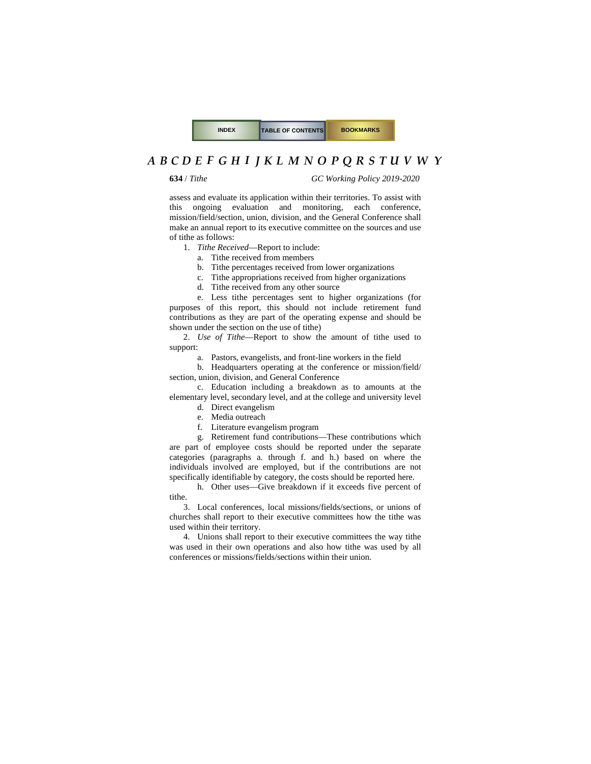assess and evaluate its application within their territories. To assist with this ongoing evaluation and monitoring, each conference, mission/field/section, union, division, and the General Conference shall make an annual report to its executive committee on the sources and use of tithe as follows:

1. *Tithe Received*—Report to include:

    a. Tithe received from members

    b. Tithe percentages received from lower organizations

    c. Tithe appropriations received from higher organizations

    d. Tithe received from any other source

    e. Less tithe percentages sent to higher organizations (for purposes of this report, this should not include retirement fund contributions as they are part of the operating expense and should be shown under the section on the use of tithe)

2. *Use of Tithe*—Report to show the amount of tithe used to support:

    a. Pastors, evangelists, and front-line workers in the field

    b. Headquarters operating at the conference or mission/field/section, union, division, and General Conference

    c. Education including a breakdown as to amounts at the elementary level, secondary level, and at the college and university level

    d. Direct evangelism

    e. Media outreach

    f. Literature evangelism program

    g. Retirement fund contributions—These contributions which are part of employee costs should be reported under the separate categories (paragraphs a. through f. and h.) based on where the individuals involved are employed, but if the contributions are not specifically identifiable by category, the costs should be reported here.

    h. Other uses—Give breakdown if it exceeds five percent of tithe.

3. Local conferences, local missions/fields/sections, or unions of churches shall report to their executive committees how the tithe was used within their territory.

4. Unions shall report to their executive committees the way tithe was used in their own operations and also how tithe was used by all conferences or missions/fields/sections within their union.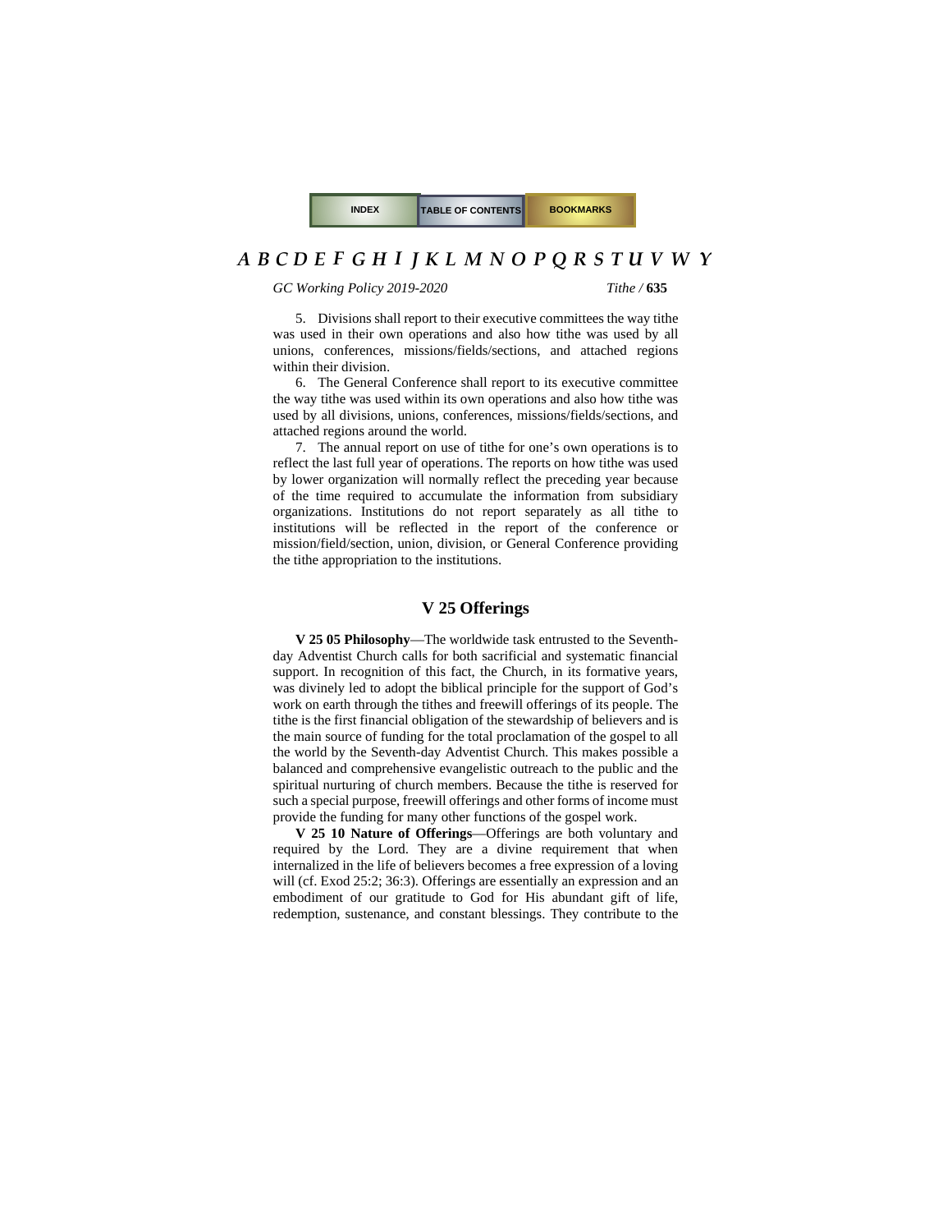5. Divisions shall report to their executive committees the way tithe was used in their own operations and also how tithe was used by all unions, conferences, missions/fields/sections, and attached regions within their division.

6. The General Conference shall report to its executive committee the way tithe was used within its own operations and also how tithe was used by all divisions, unions, conferences, missions/fields/sections, and attached regions around the world.

7. The annual report on use of tithe for one's own operations is to reflect the last full year of operations. The reports on how tithe was used by lower organization will normally reflect the preceding year because of the time required to accumulate the information from subsidiary organizations. Institutions do not report separately as all tithe to institutions will be reflected in the report of the conference or mission/field/section, union, division, or General Conference providing the tithe appropriation to the institutions.

## V 25 Offerings

**V 25 05 Philosophy**—The worldwide task entrusted to the Seventh-day Adventist Church calls for both sacrificial and systematic financial support. In recognition of this fact, the Church, in its formative years, was divinely led to adopt the biblical principle for the support of God's work on earth through the tithes and freewill offerings of its people. The tithe is the first financial obligation of the stewardship of believers and is the main source of funding for the total proclamation of the gospel to all the world by the Seventh-day Adventist Church. This makes possible a balanced and comprehensive evangelistic outreach to the public and the spiritual nurturing of church members. Because the tithe is reserved for such a special purpose, freewill offerings and other forms of income must provide the funding for many other functions of the gospel work.

**V 25 10 Nature of Offerings**—Offerings are both voluntary and required by the Lord. They are a divine requirement that when internalized in the life of believers becomes a free expression of a loving will (cf. Exod 25:2; 36:3). Offerings are essentially an expression and an embodiment of our gratitude to God for His abundant gift of life, redemption, sustenance, and constant blessings. They contribute to the